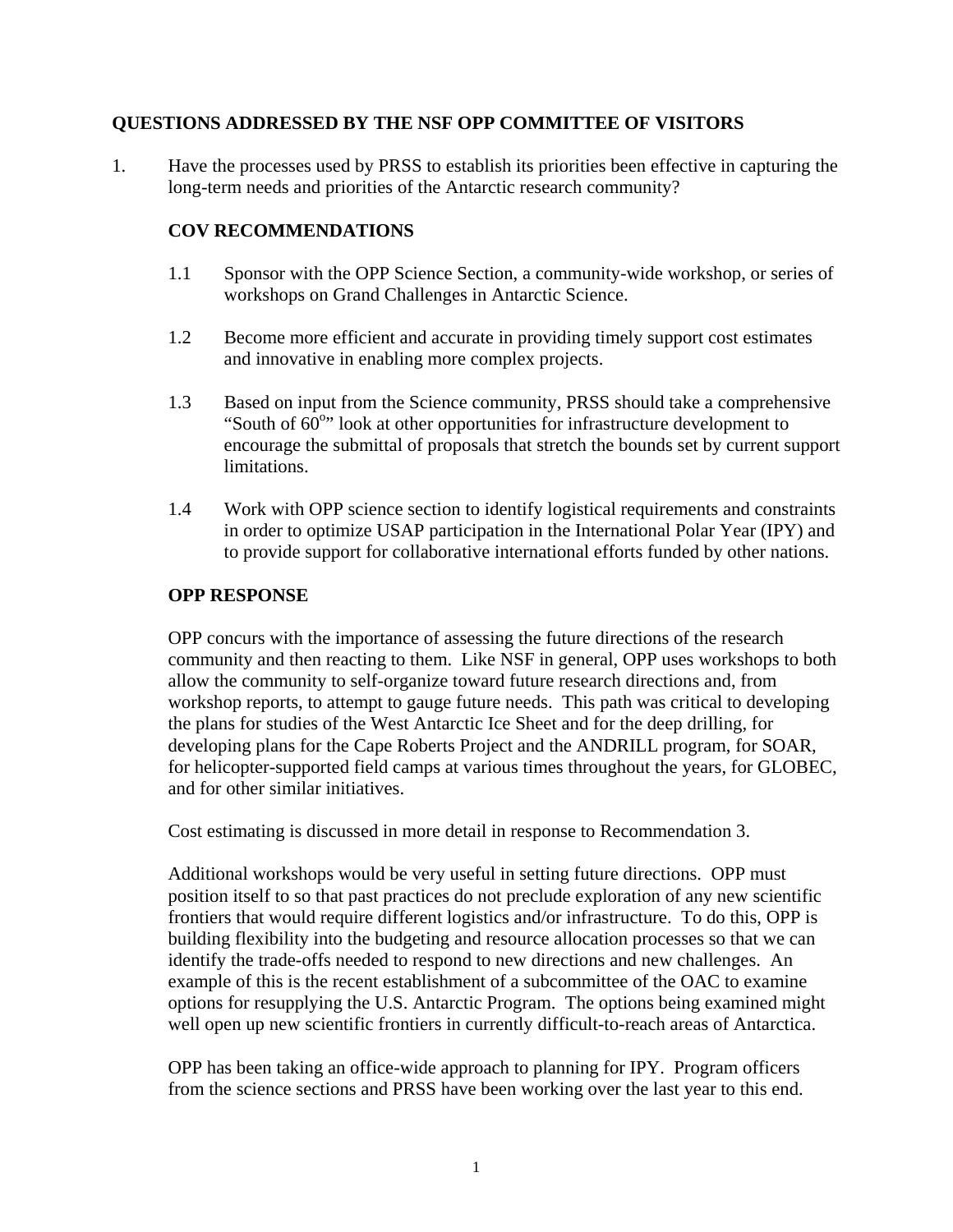## QUESTIONS ADDRESSED BY THE NSF OPP COMMITTEE OF VISITORS

1. Have the processes used by PRSS to establish its priorities been effective in capturing the long-term needs and priorities of the Antarctic research community?

### COV RECOMMENDATIONS

1.1 Sponsor with the OPP Science Section, a community-wide workshop, or series of workshops on Grand Challenges in Antarctic Science.

1.2 Become more efficient and accurate in providing timely support cost estimates and innovative in enabling more complex projects.

1.3 Based on input from the Science community, PRSS should take a comprehensive "South of $60^{o}$" look at other opportunities for infrastructure development to encourage the submittal of proposals that stretch the bounds set by current support limitations.

1.4 Work with OPP science section to identify logistical requirements and constraints in order to optimize USAP participation in the International Polar Year (IPY) and to provide support for collaborative international efforts funded by other nations.

### OPP RESPONSE

OPP concurs with the importance of assessing the future directions of the research community and then reacting to them. Like NSF in general, OPP uses workshops to both allow the community to self-organize toward future research directions and, from workshop reports, to attempt to gauge future needs. This path was critical to developing the plans for studies of the West Antarctic Ice Sheet and for the deep drilling, for developing plans for the Cape Roberts Project and the ANDRILL program, for SOAR, for helicopter-supported field camps at various times throughout the years, for GLOBEC, and for other similar initiatives.

Cost estimating is discussed in more detail in response to Recommendation 3.

Additional workshops would be very useful in setting future directions. OPP must position itself to so that past practices do not preclude exploration of any new scientific frontiers that would require different logistics and/or infrastructure. To do this, OPP is building flexibility into the budgeting and resource allocation processes so that we can identify the trade-offs needed to respond to new directions and new challenges. An example of this is the recent establishment of a subcommittee of the OAC to examine options for resupplying the U.S. Antarctic Program. The options being examined might well open up new scientific frontiers in currently difficult-to-reach areas of Antarctica.

OPP has been taking an office-wide approach to planning for IPY. Program officers from the science sections and PRSS have been working over the last year to this end.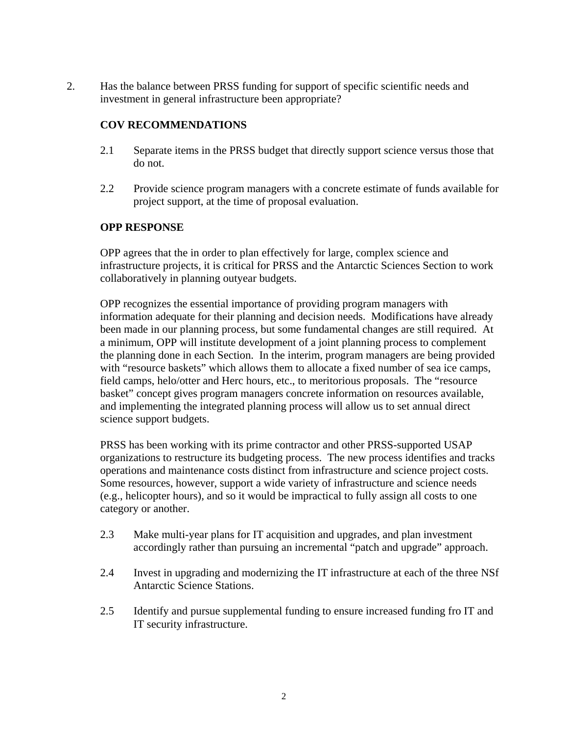2. Has the balance between PRSS funding for support of specific scientific needs and investment in general infrastructure been appropriate?

**COV RECOMMENDATIONS**

2.1 Separate items in the PRSS budget that directly support science versus those that do not.

2.2 Provide science program managers with a concrete estimate of funds available for project support, at the time of proposal evaluation.

**OPP RESPONSE**

OPP agrees that the in order to plan effectively for large, complex science and infrastructure projects, it is critical for PRSS and the Antarctic Sciences Section to work collaboratively in planning outyear budgets.

OPP recognizes the essential importance of providing program managers with information adequate for their planning and decision needs. Modifications have already been made in our planning process, but some fundamental changes are still required. At a minimum, OPP will institute development of a joint planning process to complement the planning done in each Section. In the interim, program managers are being provided with "resource baskets" which allows them to allocate a fixed number of sea ice camps, field camps, helo/otter and Herc hours, etc., to meritorious proposals. The "resource basket" concept gives program managers concrete information on resources available, and implementing the integrated planning process will allow us to set annual direct science support budgets.

PRSS has been working with its prime contractor and other PRSS-supported USAP organizations to restructure its budgeting process. The new process identifies and tracks operations and maintenance costs distinct from infrastructure and science project costs. Some resources, however, support a wide variety of infrastructure and science needs (e.g., helicopter hours), and so it would be impractical to fully assign all costs to one category or another.

2.3 Make multi-year plans for IT acquisition and upgrades, and plan investment accordingly rather than pursuing an incremental "patch and upgrade" approach.

2.4 Invest in upgrading and modernizing the IT infrastructure at each of the three NSf Antarctic Science Stations.

2.5 Identify and pursue supplemental funding to ensure increased funding fro IT and IT security infrastructure.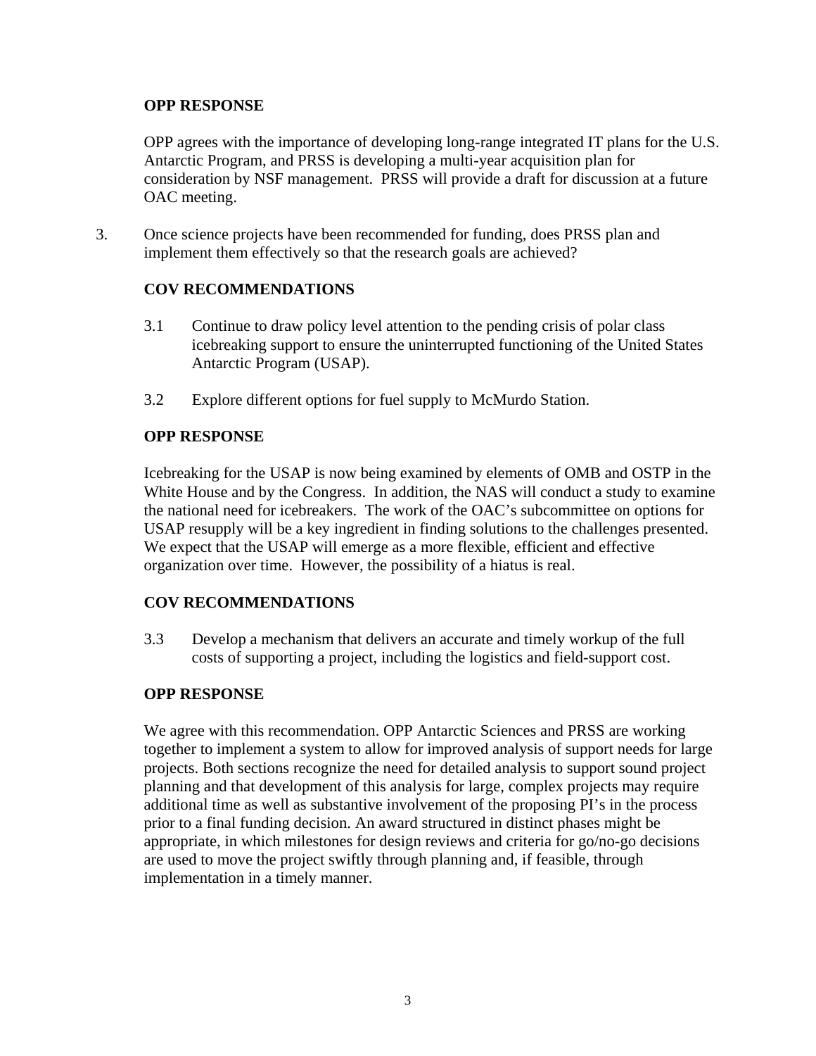**OPP RESPONSE**

OPP agrees with the importance of developing long-range integrated IT plans for the U.S. Antarctic Program, and PRSS is developing a multi-year acquisition plan for consideration by NSF management. PRSS will provide a draft for discussion at a future OAC meeting.

3. Once science projects have been recommended for funding, does PRSS plan and implement them effectively so that the research goals are achieved?

**COV RECOMMENDATIONS**

3.1 Continue to draw policy level attention to the pending crisis of polar class icebreaking support to ensure the uninterrupted functioning of the United States Antarctic Program (USAP).

3.2 Explore different options for fuel supply to McMurdo Station.

**OPP RESPONSE**

Icebreaking for the USAP is now being examined by elements of OMB and OSTP in the White House and by the Congress. In addition, the NAS will conduct a study to examine the national need for icebreakers. The work of the OAC's subcommittee on options for USAP resupply will be a key ingredient in finding solutions to the challenges presented. We expect that the USAP will emerge as a more flexible, efficient and effective organization over time. However, the possibility of a hiatus is real.

**COV RECOMMENDATIONS**

3.3 Develop a mechanism that delivers an accurate and timely workup of the full costs of supporting a project, including the logistics and field-support cost.

**OPP RESPONSE**

We agree with this recommendation. OPP Antarctic Sciences and PRSS are working together to implement a system to allow for improved analysis of support needs for large projects. Both sections recognize the need for detailed analysis to support sound project planning and that development of this analysis for large, complex projects may require additional time as well as substantive involvement of the proposing PI's in the process prior to a final funding decision. An award structured in distinct phases might be appropriate, in which milestones for design reviews and criteria for go/no-go decisions are used to move the project swiftly through planning and, if feasible, through implementation in a timely manner.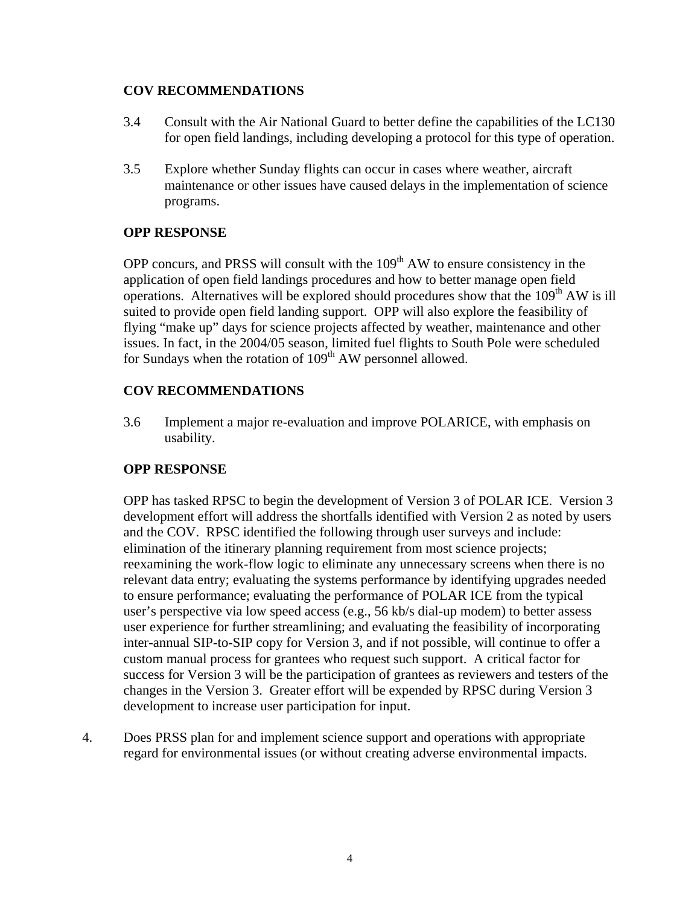**COV RECOMMENDATIONS**

3.4 Consult with the Air National Guard to better define the capabilities of the LC130 for open field landings, including developing a protocol for this type of operation.

3.5 Explore whether Sunday flights can occur in cases where weather, aircraft maintenance or other issues have caused delays in the implementation of science programs.

**OPP RESPONSE**

OPP concurs, and PRSS will consult with the 109th AW to ensure consistency in the application of open field landings procedures and how to better manage open field operations. Alternatives will be explored should procedures show that the 109th AW is ill suited to provide open field landing support. OPP will also explore the feasibility of flying "make up" days for science projects affected by weather, maintenance and other issues. In fact, in the 2004/05 season, limited fuel flights to South Pole were scheduled for Sundays when the rotation of 109th AW personnel allowed.

**COV RECOMMENDATIONS**

3.6 Implement a major re-evaluation and improve POLARICE, with emphasis on usability.

**OPP RESPONSE**

OPP has tasked RPSC to begin the development of Version 3 of POLAR ICE. Version 3 development effort will address the shortfalls identified with Version 2 as noted by users and the COV. RPSC identified the following through user surveys and include: elimination of the itinerary planning requirement from most science projects; reexamining the work-flow logic to eliminate any unnecessary screens when there is no relevant data entry; evaluating the systems performance by identifying upgrades needed to ensure performance; evaluating the performance of POLAR ICE from the typical user's perspective via low speed access (e.g., 56 kb/s dial-up modem) to better assess user experience for further streamlining; and evaluating the feasibility of incorporating inter-annual SIP-to-SIP copy for Version 3, and if not possible, will continue to offer a custom manual process for grantees who request such support. A critical factor for success for Version 3 will be the participation of grantees as reviewers and testers of the changes in the Version 3. Greater effort will be expended by RPSC during Version 3 development to increase user participation for input.

4. Does PRSS plan for and implement science support and operations with appropriate regard for environmental issues (or without creating adverse environmental impacts.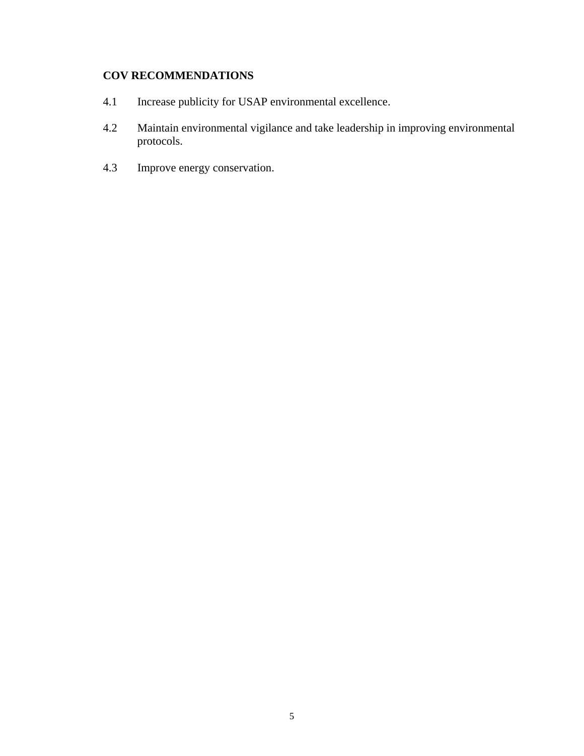**COV RECOMMENDATIONS**

4.1 Increase publicity for USAP environmental excellence.

4.2 Maintain environmental vigilance and take leadership in improving environmental protocols.

4.3 Improve energy conservation.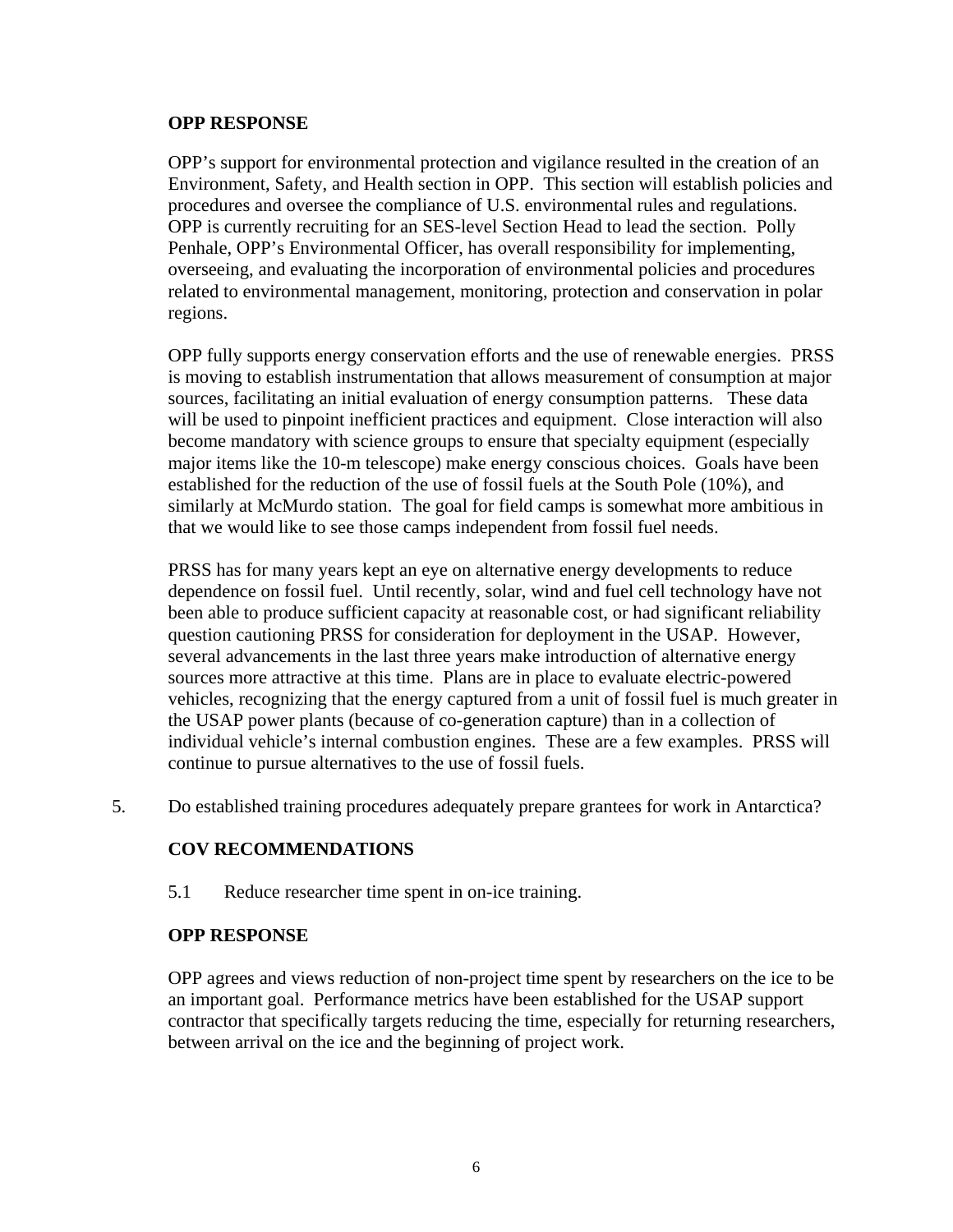**OPP RESPONSE**

OPP's support for environmental protection and vigilance resulted in the creation of an Environment, Safety, and Health section in OPP. This section will establish policies and procedures and oversee the compliance of U.S. environmental rules and regulations. OPP is currently recruiting for an SES-level Section Head to lead the section. Polly Penhale, OPP's Environmental Officer, has overall responsibility for implementing, overseeing, and evaluating the incorporation of environmental policies and procedures related to environmental management, monitoring, protection and conservation in polar regions.

OPP fully supports energy conservation efforts and the use of renewable energies. PRSS is moving to establish instrumentation that allows measurement of consumption at major sources, facilitating an initial evaluation of energy consumption patterns. These data will be used to pinpoint inefficient practices and equipment. Close interaction will also become mandatory with science groups to ensure that specialty equipment (especially major items like the 10-m telescope) make energy conscious choices. Goals have been established for the reduction of the use of fossil fuels at the South Pole (10%), and similarly at McMurdo station. The goal for field camps is somewhat more ambitious in that we would like to see those camps independent from fossil fuel needs.

PRSS has for many years kept an eye on alternative energy developments to reduce dependence on fossil fuel. Until recently, solar, wind and fuel cell technology have not been able to produce sufficient capacity at reasonable cost, or had significant reliability question cautioning PRSS for consideration for deployment in the USAP. However, several advancements in the last three years make introduction of alternative energy sources more attractive at this time. Plans are in place to evaluate electric-powered vehicles, recognizing that the energy captured from a unit of fossil fuel is much greater in the USAP power plants (because of co-generation capture) than in a collection of individual vehicle's internal combustion engines. These are a few examples. PRSS will continue to pursue alternatives to the use of fossil fuels.

5. Do established training procedures adequately prepare grantees for work in Antarctica?

**COV RECOMMENDATIONS**

5.1 Reduce researcher time spent in on-ice training.

**OPP RESPONSE**

OPP agrees and views reduction of non-project time spent by researchers on the ice to be an important goal. Performance metrics have been established for the USAP support contractor that specifically targets reducing the time, especially for returning researchers, between arrival on the ice and the beginning of project work.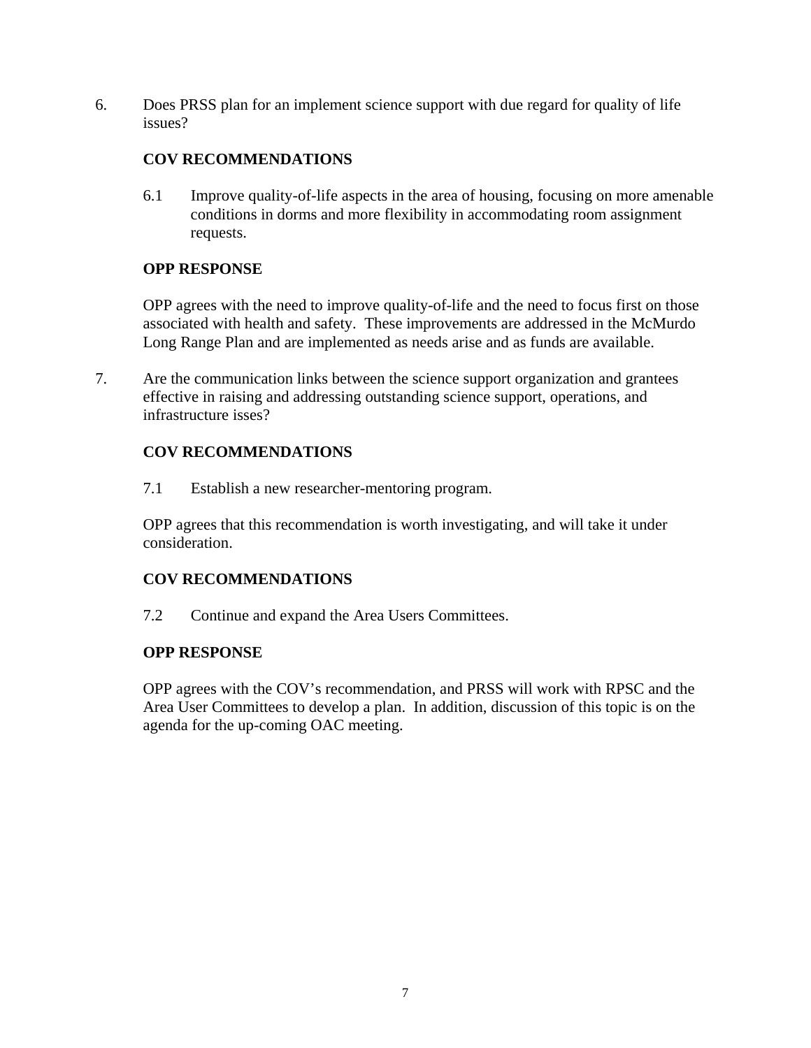6. Does PRSS plan for an implement science support with due regard for quality of life issues?

**COV RECOMMENDATIONS**

6.1 Improve quality-of-life aspects in the area of housing, focusing on more amenable conditions in dorms and more flexibility in accommodating room assignment requests.

**OPP RESPONSE**

OPP agrees with the need to improve quality-of-life and the need to focus first on those associated with health and safety. These improvements are addressed in the McMurdo Long Range Plan and are implemented as needs arise and as funds are available.

7. Are the communication links between the science support organization and grantees effective in raising and addressing outstanding science support, operations, and infrastructure isses?

**COV RECOMMENDATIONS**

7.1 Establish a new researcher-mentoring program.

OPP agrees that this recommendation is worth investigating, and will take it under consideration.

**COV RECOMMENDATIONS**

7.2 Continue and expand the Area Users Committees.

**OPP RESPONSE**

OPP agrees with the COV's recommendation, and PRSS will work with RPSC and the Area User Committees to develop a plan. In addition, discussion of this topic is on the agenda for the up-coming OAC meeting.